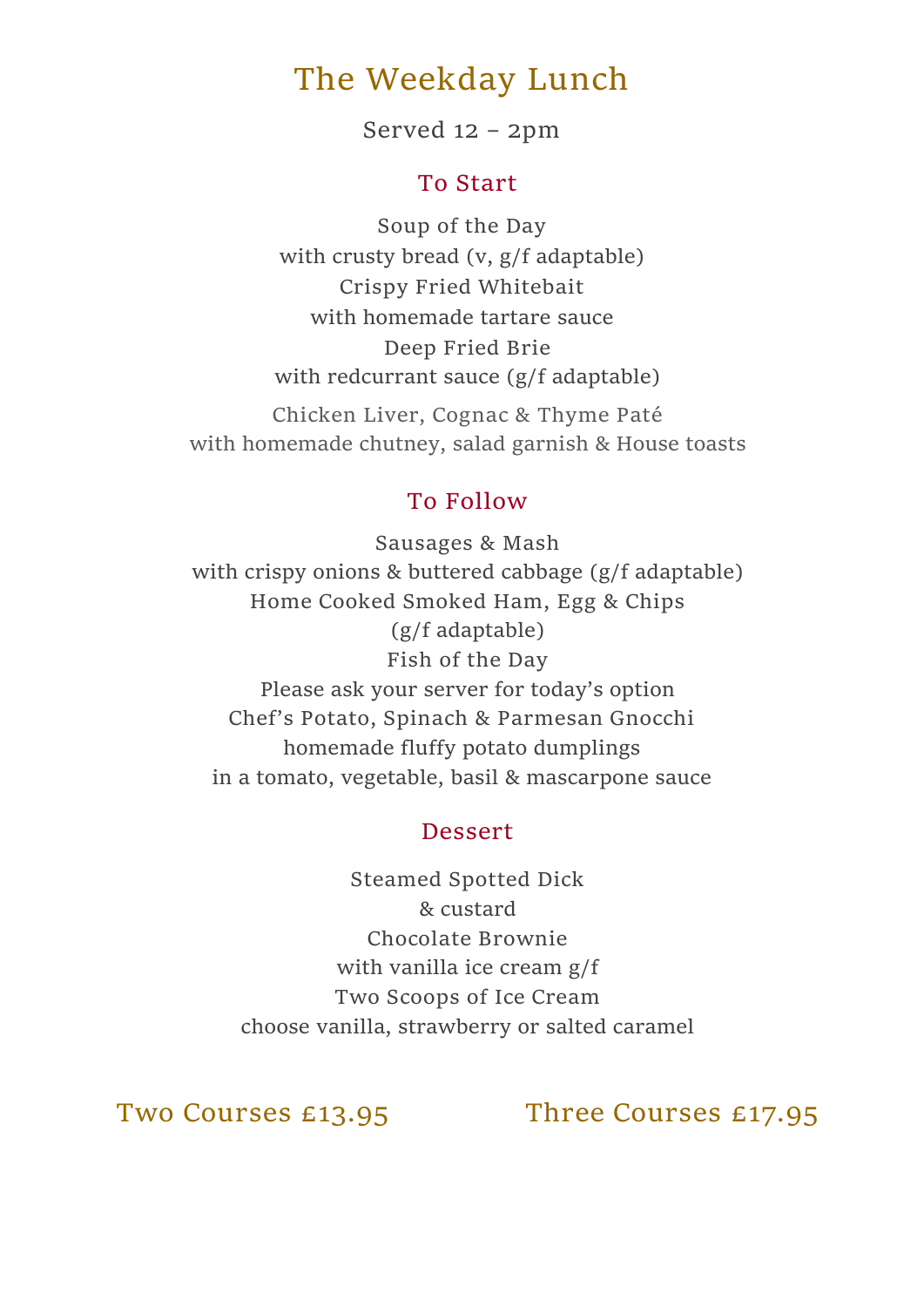# The Weekday Lunch

Served 12 – 2pm

## To Start

Soup of the Day
with crusty bread (v, g/f adaptable)

Crispy Fried Whitebait
with homemade tartare sauce

Deep Fried Brie
with redcurrant sauce (g/f adaptable)

Chicken Liver, Cognac & Thyme Paté
with homemade chutney, salad garnish & House toasts

## To Follow

Sausages & Mash
with crispy onions & buttered cabbage (g/f adaptable)

Home Cooked Smoked Ham, Egg & Chips
(g/f adaptable)

Fish of the Day
Please ask your server for today's option

Chef's Potato, Spinach & Parmesan Gnocchi
homemade fluffy potato dumplings
in a tomato, vegetable, basil & mascarpone sauce

## Dessert

Steamed Spotted Dick
& custard

Chocolate Brownie
with vanilla ice cream g/f

Two Scoops of Ice Cream
choose vanilla, strawberry or salted caramel

Two Courses £13.95 Three Courses £17.95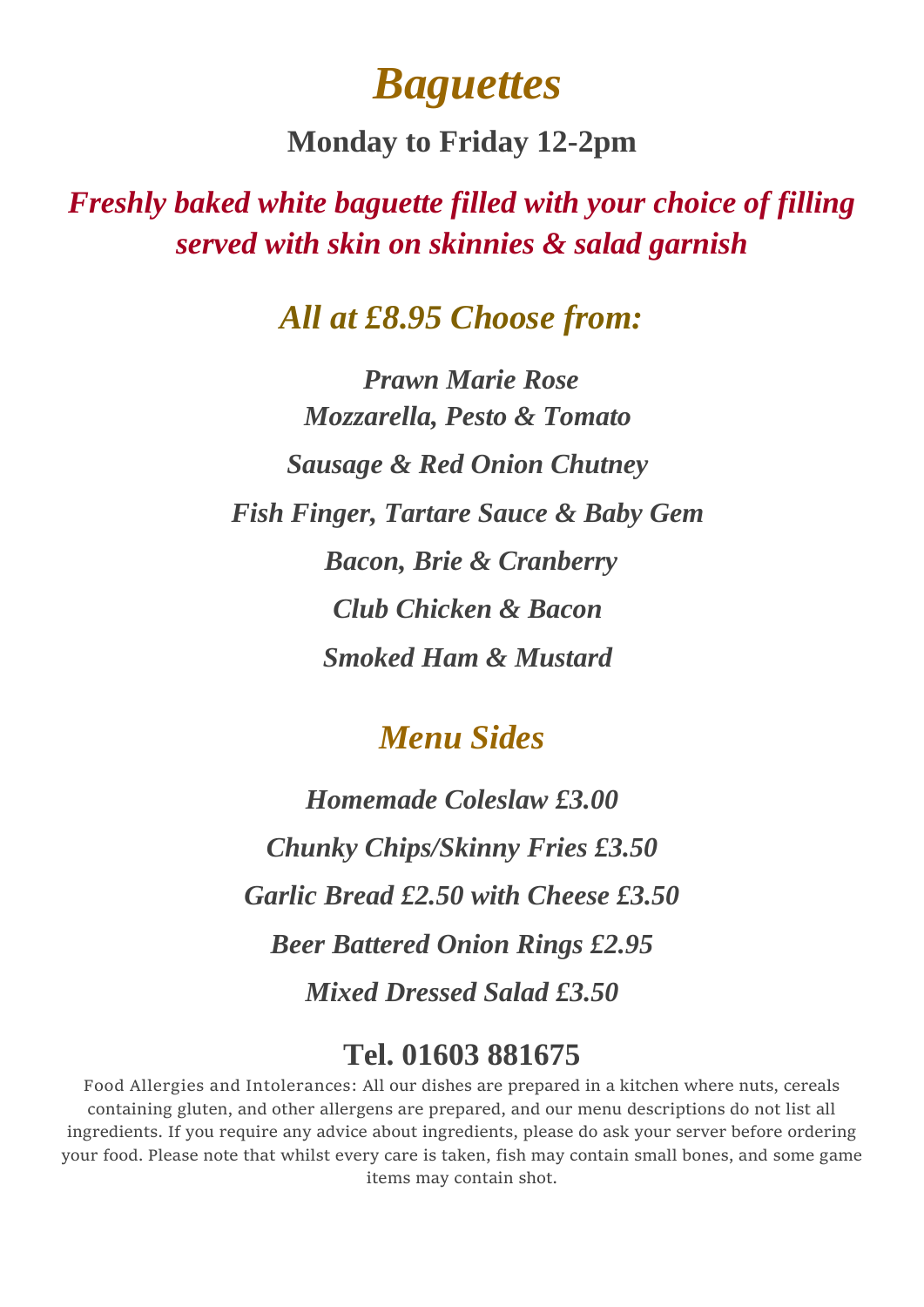# *Baguettes*

**Monday to Friday 12-2pm**

***Freshly baked white baguette filled with your choice of filling served with skin on skinnies & salad garnish***

## *All at £8.95 Choose from:*

***Prawn Marie Rose***
***Mozzarella, Pesto & Tomato***

***Sausage & Red Onion Chutney***

***Fish Finger, Tartare Sauce & Baby Gem***

***Bacon, Brie & Cranberry***

***Club Chicken & Bacon***

***Smoked Ham & Mustard***

## *Menu Sides*

***Homemade Coleslaw £3.00***

***Chunky Chips/Skinny Fries £3.50***

***Garlic Bread £2.50 with Cheese £3.50***

***Beer Battered Onion Rings £2.95***

***Mixed Dressed Salad £3.50***

**Tel. 01603 881675**

Food Allergies and Intolerances: All our dishes are prepared in a kitchen where nuts, cereals containing gluten, and other allergens are prepared, and our menu descriptions do not list all ingredients. If you require any advice about ingredients, please do ask your server before ordering your food. Please note that whilst every care is taken, fish may contain small bones, and some game items may contain shot.